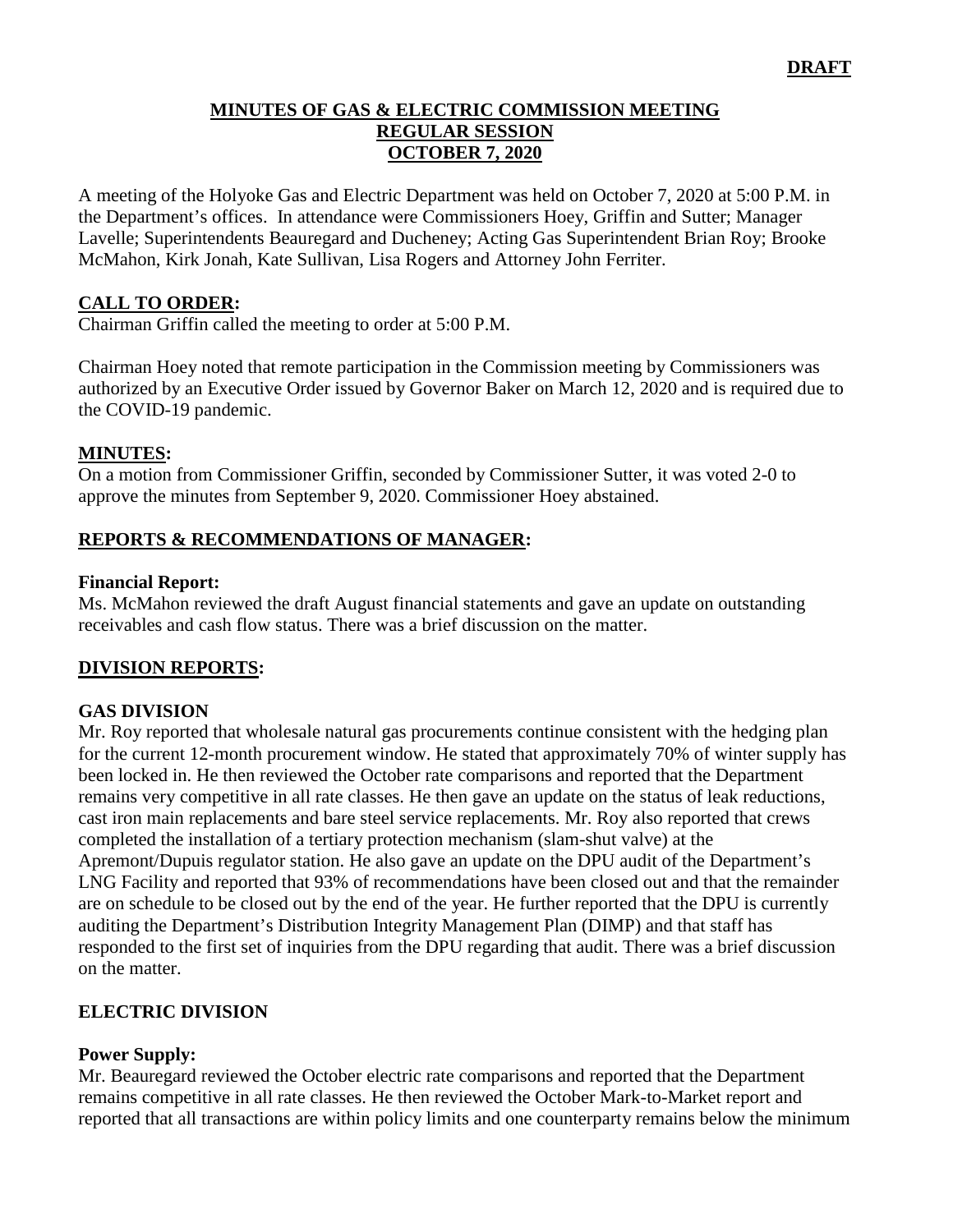**DRAFT**

# MINUTES OF GAS & ELECTRIC COMMISSION MEETING
## REGULAR SESSION
## OCTOBER 7, 2020

A meeting of the Holyoke Gas and Electric Department was held on October 7, 2020 at 5:00 P.M. in the Department's offices. In attendance were Commissioners Hoey, Griffin and Sutter; Manager Lavelle; Superintendents Beauregard and Ducheney; Acting Gas Superintendent Brian Roy; Brooke McMahon, Kirk Jonah, Kate Sullivan, Lisa Rogers and Attorney John Ferriter.

## CALL TO ORDER:

Chairman Griffin called the meeting to order at 5:00 P.M.

Chairman Hoey noted that remote participation in the Commission meeting by Commissioners was authorized by an Executive Order issued by Governor Baker on March 12, 2020 and is required due to the COVID-19 pandemic.

## MINUTES:

On a motion from Commissioner Griffin, seconded by Commissioner Sutter, it was voted 2-0 to approve the minutes from September 9, 2020. Commissioner Hoey abstained.

## REPORTS & RECOMMENDATIONS OF MANAGER:

### Financial Report:

Ms. McMahon reviewed the draft August financial statements and gave an update on outstanding receivables and cash flow status. There was a brief discussion on the matter.

## DIVISION REPORTS:

### GAS DIVISION

Mr. Roy reported that wholesale natural gas procurements continue consistent with the hedging plan for the current 12-month procurement window. He stated that approximately 70% of winter supply has been locked in. He then reviewed the October rate comparisons and reported that the Department remains very competitive in all rate classes. He then gave an update on the status of leak reductions, cast iron main replacements and bare steel service replacements. Mr. Roy also reported that crews completed the installation of a tertiary protection mechanism (slam-shut valve) at the Apremont/Dupuis regulator station. He also gave an update on the DPU audit of the Department's LNG Facility and reported that 93% of recommendations have been closed out and that the remainder are on schedule to be closed out by the end of the year. He further reported that the DPU is currently auditing the Department's Distribution Integrity Management Plan (DIMP) and that staff has responded to the first set of inquiries from the DPU regarding that audit. There was a brief discussion on the matter.

### ELECTRIC DIVISION

#### Power Supply:

Mr. Beauregard reviewed the October electric rate comparisons and reported that the Department remains competitive in all rate classes. He then reviewed the October Mark-to-Market report and reported that all transactions are within policy limits and one counterparty remains below the minimum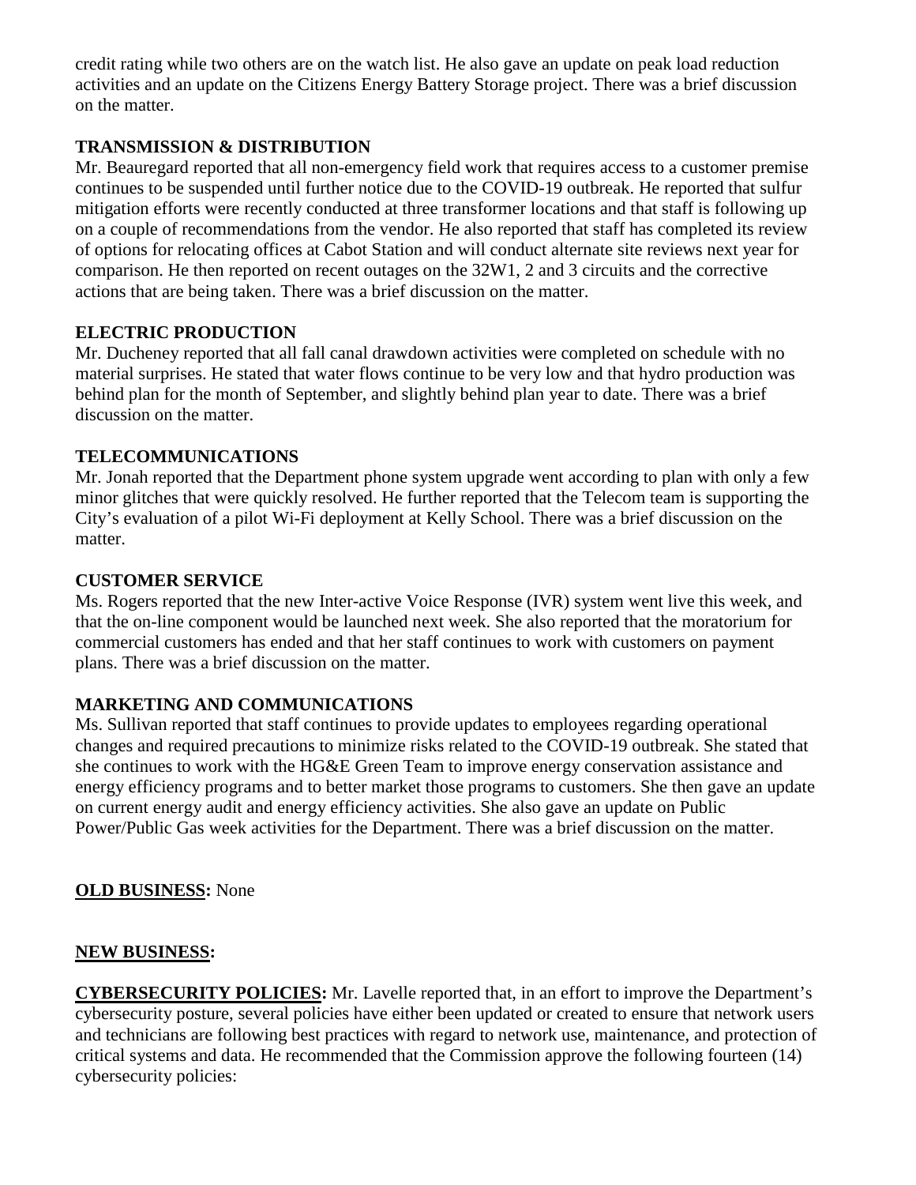credit rating while two others are on the watch list. He also gave an update on peak load reduction activities and an update on the Citizens Energy Battery Storage project. There was a brief discussion on the matter.

**TRANSMISSION & DISTRIBUTION**

Mr. Beauregard reported that all non-emergency field work that requires access to a customer premise continues to be suspended until further notice due to the COVID-19 outbreak. He reported that sulfur mitigation efforts were recently conducted at three transformer locations and that staff is following up on a couple of recommendations from the vendor. He also reported that staff has completed its review of options for relocating offices at Cabot Station and will conduct alternate site reviews next year for comparison. He then reported on recent outages on the 32W1, 2 and 3 circuits and the corrective actions that are being taken. There was a brief discussion on the matter.

**ELECTRIC PRODUCTION**

Mr. Ducheney reported that all fall canal drawdown activities were completed on schedule with no material surprises. He stated that water flows continue to be very low and that hydro production was behind plan for the month of September, and slightly behind plan year to date. There was a brief discussion on the matter.

**TELECOMMUNICATIONS**

Mr. Jonah reported that the Department phone system upgrade went according to plan with only a few minor glitches that were quickly resolved. He further reported that the Telecom team is supporting the City's evaluation of a pilot Wi-Fi deployment at Kelly School. There was a brief discussion on the matter.

**CUSTOMER SERVICE**

Ms. Rogers reported that the new Inter-active Voice Response (IVR) system went live this week, and that the on-line component would be launched next week. She also reported that the moratorium for commercial customers has ended and that her staff continues to work with customers on payment plans. There was a brief discussion on the matter.

**MARKETING AND COMMUNICATIONS**

Ms. Sullivan reported that staff continues to provide updates to employees regarding operational changes and required precautions to minimize risks related to the COVID-19 outbreak. She stated that she continues to work with the HG&E Green Team to improve energy conservation assistance and energy efficiency programs and to better market those programs to customers. She then gave an update on current energy audit and energy efficiency activities. She also gave an update on Public Power/Public Gas week activities for the Department. There was a brief discussion on the matter.

**OLD BUSINESS:** None

**NEW BUSINESS:**

**CYBERSECURITY POLICIES:** Mr. Lavelle reported that, in an effort to improve the Department's cybersecurity posture, several policies have either been updated or created to ensure that network users and technicians are following best practices with regard to network use, maintenance, and protection of critical systems and data. He recommended that the Commission approve the following fourteen (14) cybersecurity policies: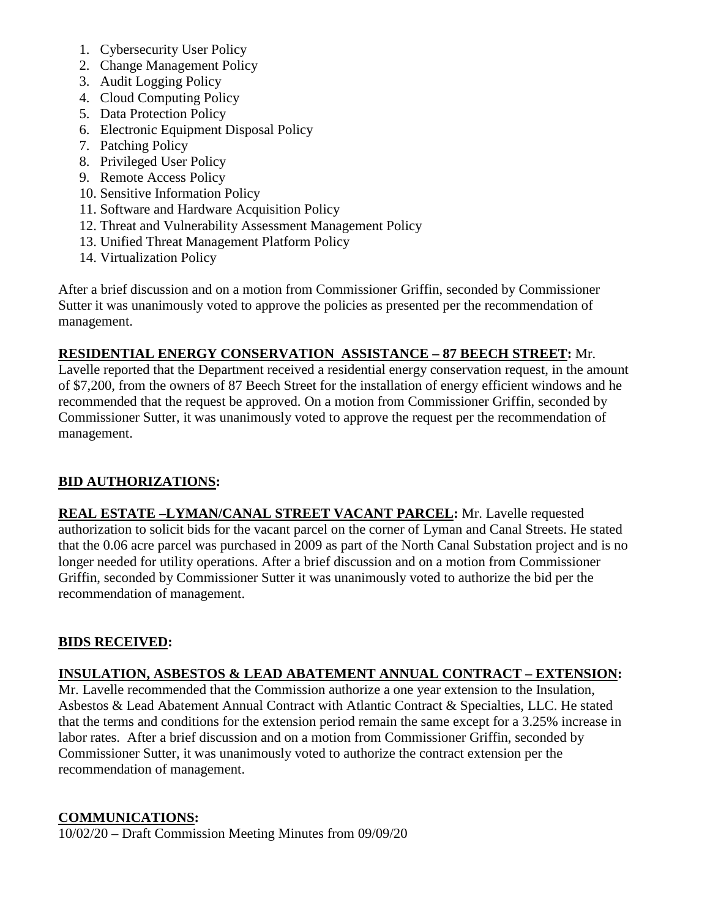1. Cybersecurity User Policy
2. Change Management Policy
3. Audit Logging Policy
4. Cloud Computing Policy
5. Data Protection Policy
6. Electronic Equipment Disposal Policy
7. Patching Policy
8. Privileged User Policy
9. Remote Access Policy
10. Sensitive Information Policy
11. Software and Hardware Acquisition Policy
12. Threat and Vulnerability Assessment Management Policy
13. Unified Threat Management Platform Policy
14. Virtualization Policy

After a brief discussion and on a motion from Commissioner Griffin, seconded by Commissioner Sutter it was unanimously voted to approve the policies as presented per the recommendation of management.

**RESIDENTIAL ENERGY CONSERVATION ASSISTANCE – 87 BEECH STREET:** Mr. Lavelle reported that the Department received a residential energy conservation request, in the amount of $7,200, from the owners of 87 Beech Street for the installation of energy efficient windows and he recommended that the request be approved. On a motion from Commissioner Griffin, seconded by Commissioner Sutter, it was unanimously voted to approve the request per the recommendation of management.

**BID AUTHORIZATIONS:**

**REAL ESTATE –LYMAN/CANAL STREET VACANT PARCEL:** Mr. Lavelle requested authorization to solicit bids for the vacant parcel on the corner of Lyman and Canal Streets. He stated that the 0.06 acre parcel was purchased in 2009 as part of the North Canal Substation project and is no longer needed for utility operations. After a brief discussion and on a motion from Commissioner Griffin, seconded by Commissioner Sutter it was unanimously voted to authorize the bid per the recommendation of management.

**BIDS RECEIVED:**

**INSULATION, ASBESTOS & LEAD ABATEMENT ANNUAL CONTRACT – EXTENSION:** Mr. Lavelle recommended that the Commission authorize a one year extension to the Insulation, Asbestos & Lead Abatement Annual Contract with Atlantic Contract & Specialties, LLC. He stated that the terms and conditions for the extension period remain the same except for a 3.25% increase in labor rates. After a brief discussion and on a motion from Commissioner Griffin, seconded by Commissioner Sutter, it was unanimously voted to authorize the contract extension per the recommendation of management.

**COMMUNICATIONS:**

10/02/20 – Draft Commission Meeting Minutes from 09/09/20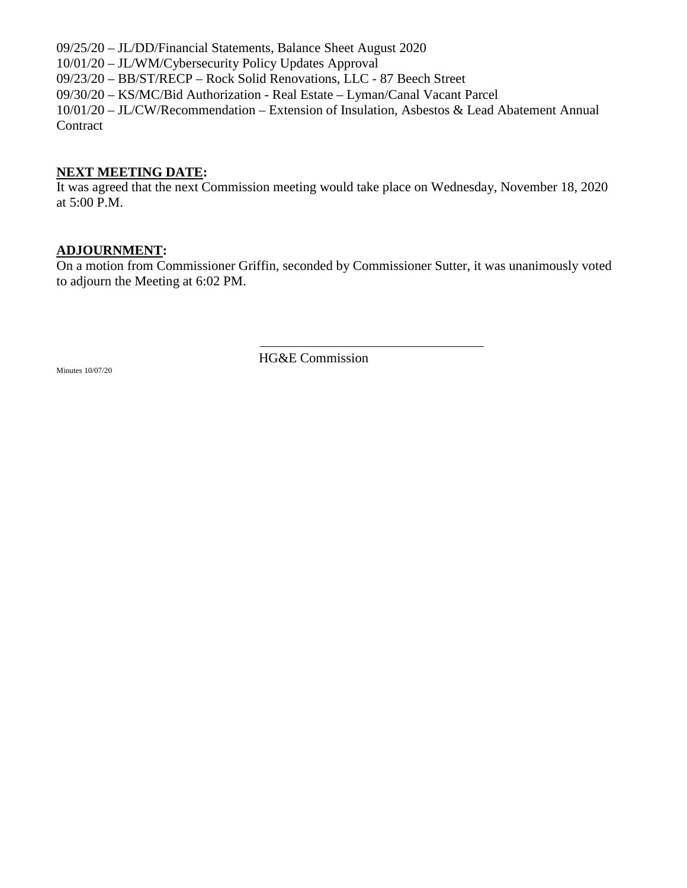09/25/20 – JL/DD/Financial Statements, Balance Sheet August 2020
10/01/20 – JL/WM/Cybersecurity Policy Updates Approval
09/23/20 – BB/ST/RECP – Rock Solid Renovations, LLC - 87 Beech Street
09/30/20 – KS/MC/Bid Authorization - Real Estate – Lyman/Canal Vacant Parcel
10/01/20 – JL/CW/Recommendation – Extension of Insulation, Asbestos & Lead Abatement Annual Contract

**NEXT MEETING DATE:**
It was agreed that the next Commission meeting would take place on Wednesday, November 18, 2020 at 5:00 P.M.

**ADJOURNMENT:**
On a motion from Commissioner Griffin, seconded by Commissioner Sutter, it was unanimously voted to adjourn the Meeting at 6:02 PM.

\_\_\_\_\_\_\_\_\_\_\_\_\_\_\_\_\_\_\_\_\_\_\_\_\_\_\_\_\_\_\_\_\_\_\_

HG&E Commission

Minutes 10/07/20